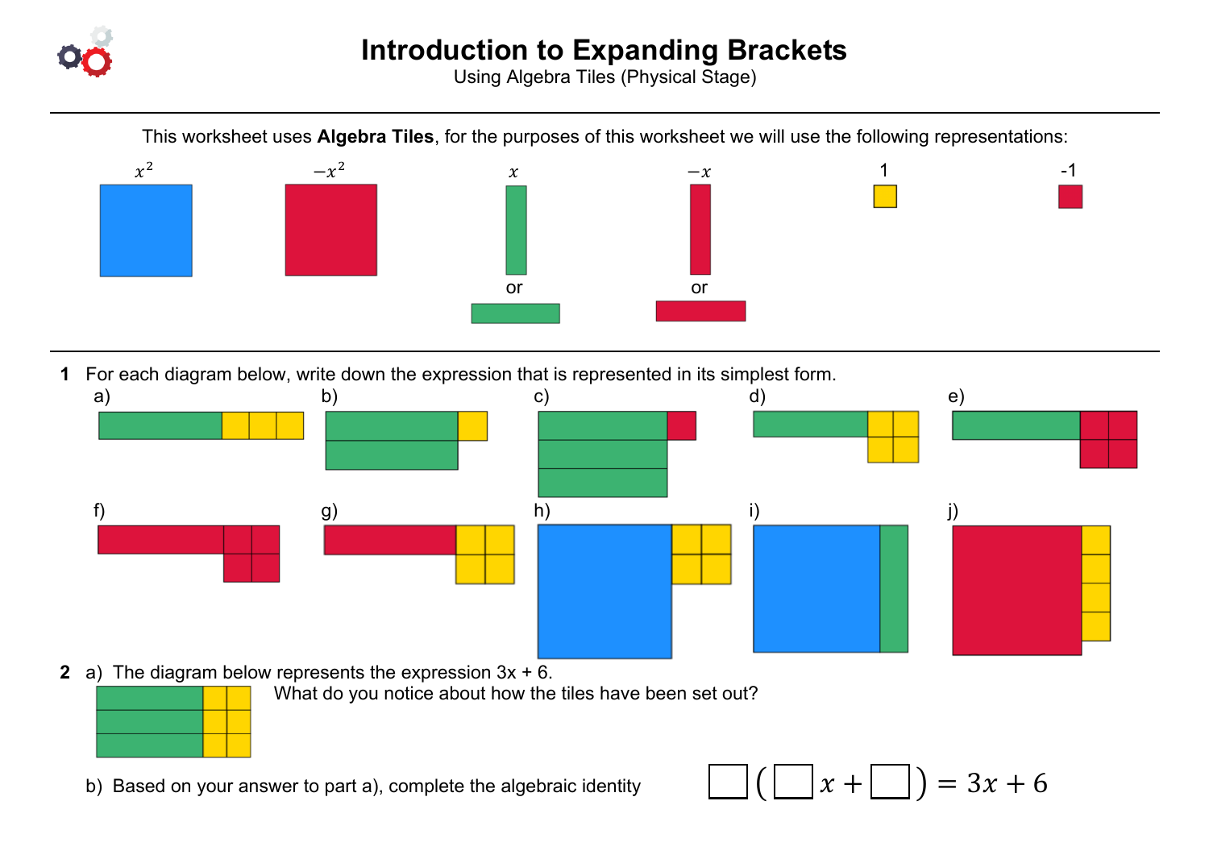# Introduction to Expanding Brackets

Using Algebra Tiles (Physical Stage)

---

This worksheet uses **Algebra Tiles**, for the purposes of this worksheet we will use the following representations:

$x^2$ $-x^2$ $x$ or $-x$ or 1 -1

---

**1** For each diagram below, write down the expression that is represented in its simplest form.

a) b) c) d) e)

f) g) h) i) j)

**2** a) The diagram below represents the expression 3x + 6.

What do you notice about how the tiles have been set out?

b) Based on your answer to part a), complete the algebraic identity $\square(\square x + \square) = 3x + 6$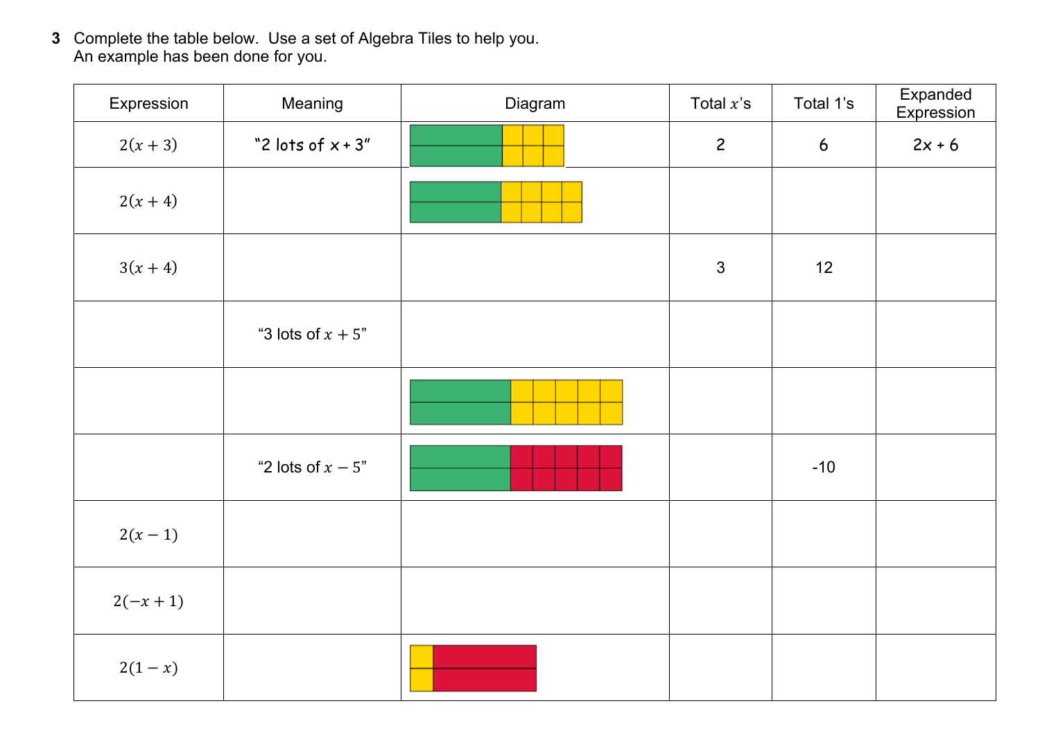**3** Complete the table below. Use a set of Algebra Tiles to help you.
An example has been done for you.

| Expression | Meaning | Diagram | Total $x$'s | Total 1's | Expanded Expression |
|---|---|---|---|---|---|
| $2(x+3)$ | "2 lots of x + 3" | | 2 | 6 | 2x + 6 |
| $2(x+4)$ | | | | | |
| $3(x+4)$ | | | 3 | 12 | |
| | "3 lots of $x+5$" | | | | |
| | | | | | |
| | "2 lots of $x-5$" | | | -10 | |
| $2(x-1)$ | | | | | |
| $2(-x+1)$ | | | | | |
| $2(1-x)$ | | | | | |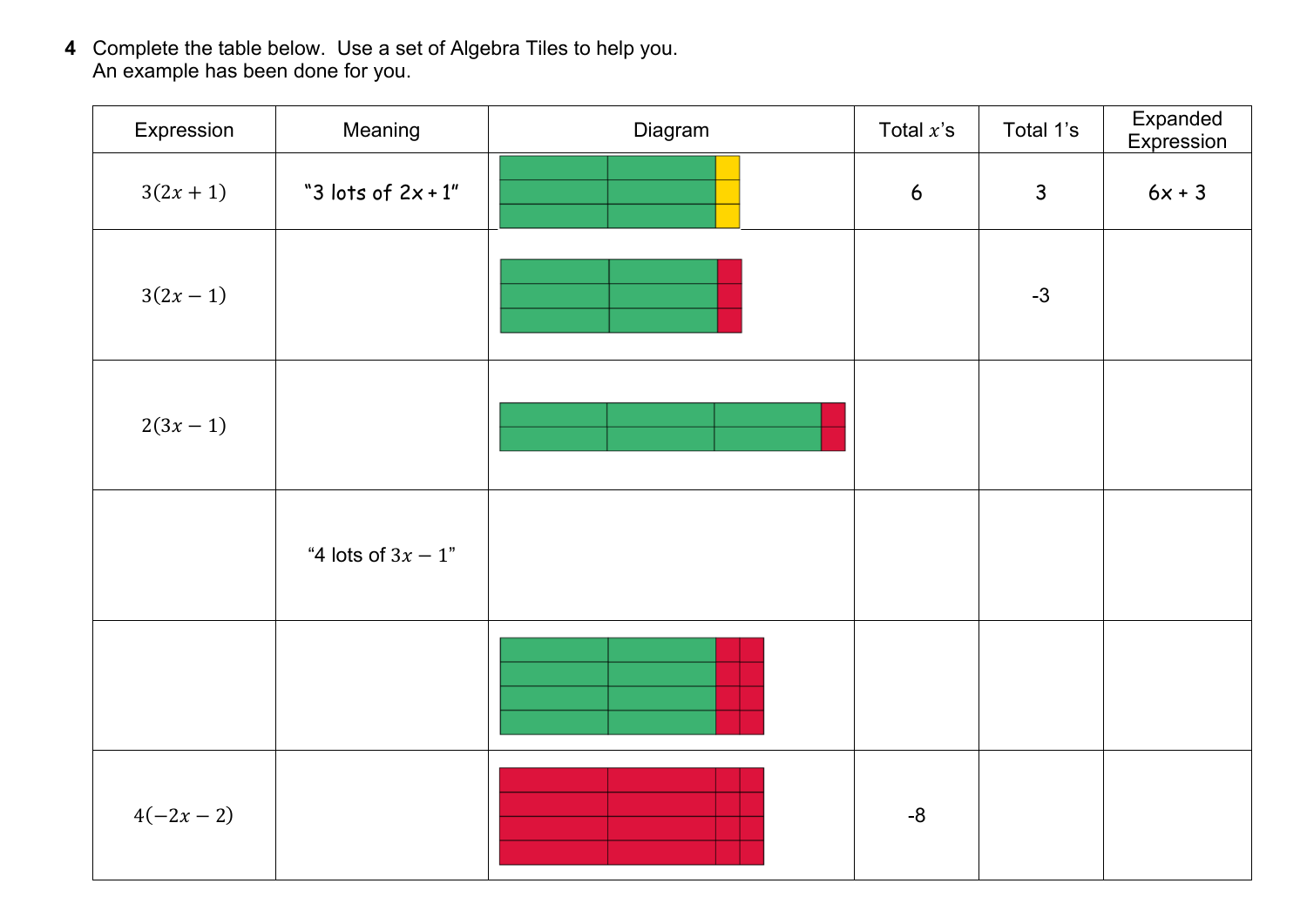**4** Complete the table below. Use a set of Algebra Tiles to help you.
An example has been done for you.

| Expression | Meaning | Diagram | Total $x$'s | Total 1's | Expanded Expression |
|---|---|---|---|---|---|
| $3(2x+1)$ | "3 lots of $2x+1$" | | 6 | 3 | $6x+3$ |
| $3(2x-1)$ | | | | -3 | |
| $2(3x-1)$ | | | | | |
| | "4 lots of $3x-1$" | | | | |
| | | | | | |
| $4(-2x-2)$ | | | -8 | | |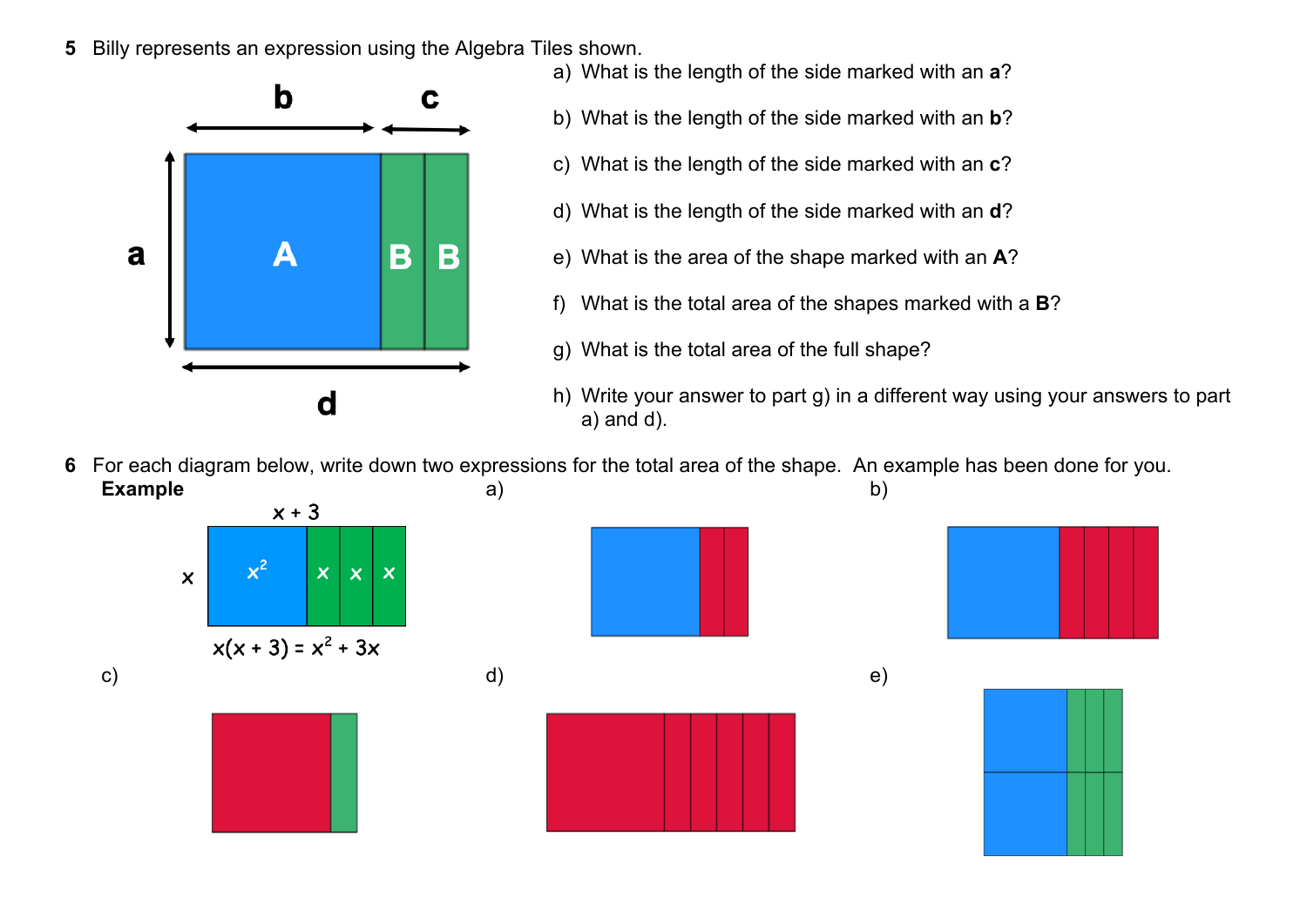**5** Billy represents an expression using the Algebra Tiles shown.

b

c

a

A

B B

d

a) What is the length of the side marked with an **a**?

b) What is the length of the side marked with an **b**?

c) What is the length of the side marked with an **c**?

d) What is the length of the side marked with an **d**?

e) What is the area of the shape marked with an **A**?

f) What is the total area of the shapes marked with a **B**?

g) What is the total area of the full shape?

h) Write your answer to part g) in a different way using your answers to part a) and d).

**6** For each diagram below, write down two expressions for the total area of the shape. An example has been done for you.

**Example**

$x + 3$

$x$

$x^2$ $x$ $x$ $x$

$x(x + 3) = x^2 + 3x$

a)

b)

c)

d)

e)